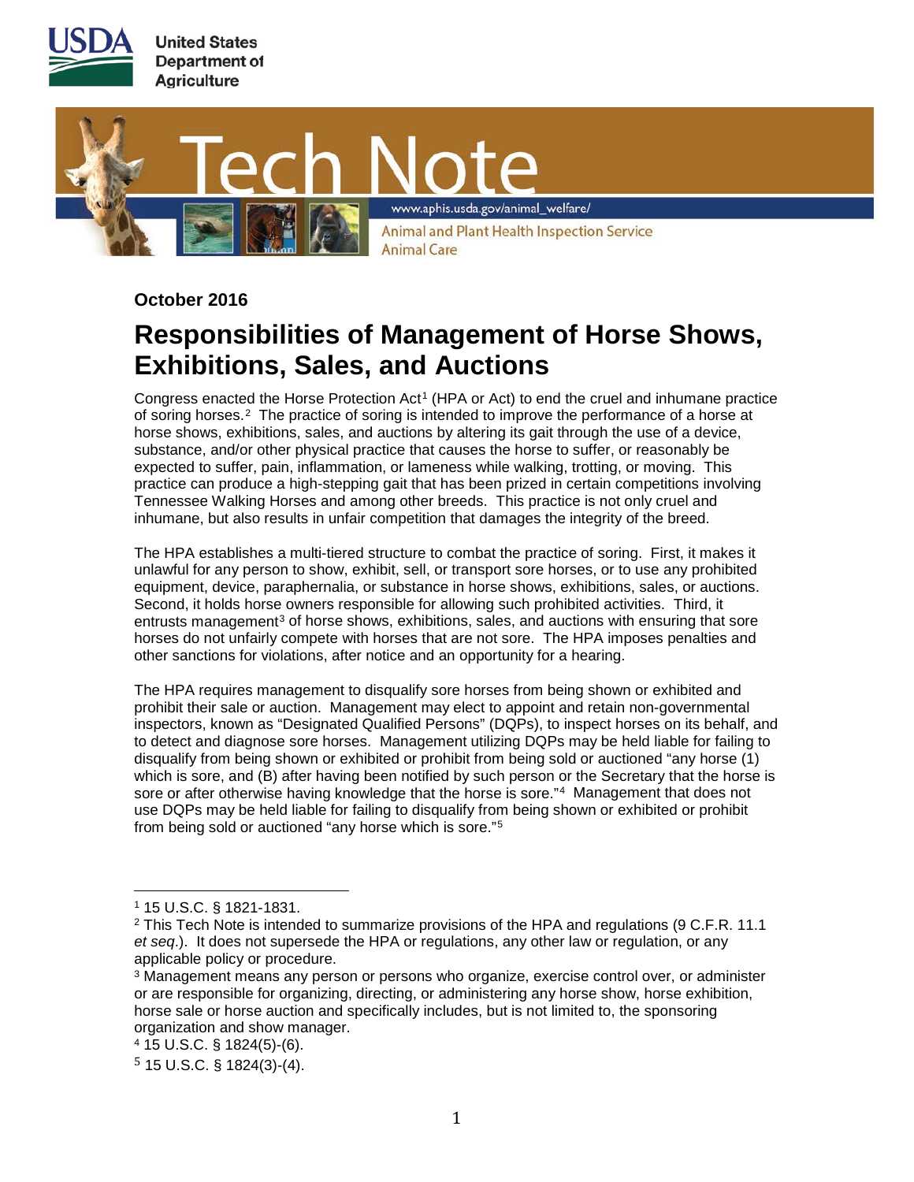United States Department of Agriculture

# Tech Note

www.aphis.usda.gov/animal_welfare/

Animal and Plant Health Inspection Service
Animal Care

**October 2016**

## Responsibilities of Management of Horse Shows, Exhibitions, Sales, and Auctions

Congress enacted the Horse Protection Act[1] (HPA or Act) to end the cruel and inhumane practice of soring horses.[2] The practice of soring is intended to improve the performance of a horse at horse shows, exhibitions, sales, and auctions by altering its gait through the use of a device, substance, and/or other physical practice that causes the horse to suffer, or reasonably be expected to suffer, pain, inflammation, or lameness while walking, trotting, or moving. This practice can produce a high-stepping gait that has been prized in certain competitions involving Tennessee Walking Horses and among other breeds. This practice is not only cruel and inhumane, but also results in unfair competition that damages the integrity of the breed.

The HPA establishes a multi-tiered structure to combat the practice of soring. First, it makes it unlawful for any person to show, exhibit, sell, or transport sore horses, or to use any prohibited equipment, device, paraphernalia, or substance in horse shows, exhibitions, sales, or auctions. Second, it holds horse owners responsible for allowing such prohibited activities. Third, it entrusts management[3] of horse shows, exhibitions, sales, and auctions with ensuring that sore horses do not unfairly compete with horses that are not sore. The HPA imposes penalties and other sanctions for violations, after notice and an opportunity for a hearing.

The HPA requires management to disqualify sore horses from being shown or exhibited and prohibit their sale or auction. Management may elect to appoint and retain non-governmental inspectors, known as "Designated Qualified Persons" (DQPs), to inspect horses on its behalf, and to detect and diagnose sore horses. Management utilizing DQPs may be held liable for failing to disqualify from being shown or exhibited or prohibit from being sold or auctioned "any horse (1) which is sore, and (B) after having been notified by such person or the Secretary that the horse is sore or after otherwise having knowledge that the horse is sore."[4] Management that does not use DQPs may be held liable for failing to disqualify from being shown or exhibited or prohibit from being sold or auctioned "any horse which is sore."[5]

---

[1] 15 U.S.C. § 1821-1831.

[2] This Tech Note is intended to summarize provisions of the HPA and regulations (9 C.F.R. 11.1 *et seq.*). It does not supersede the HPA or regulations, any other law or regulation, or any applicable policy or procedure.

[3] Management means any person or persons who organize, exercise control over, or administer or are responsible for organizing, directing, or administering any horse show, horse exhibition, horse sale or horse auction and specifically includes, but is not limited to, the sponsoring organization and show manager.

[4] 15 U.S.C. § 1824(5)-(6).

[5] 15 U.S.C. § 1824(3)-(4).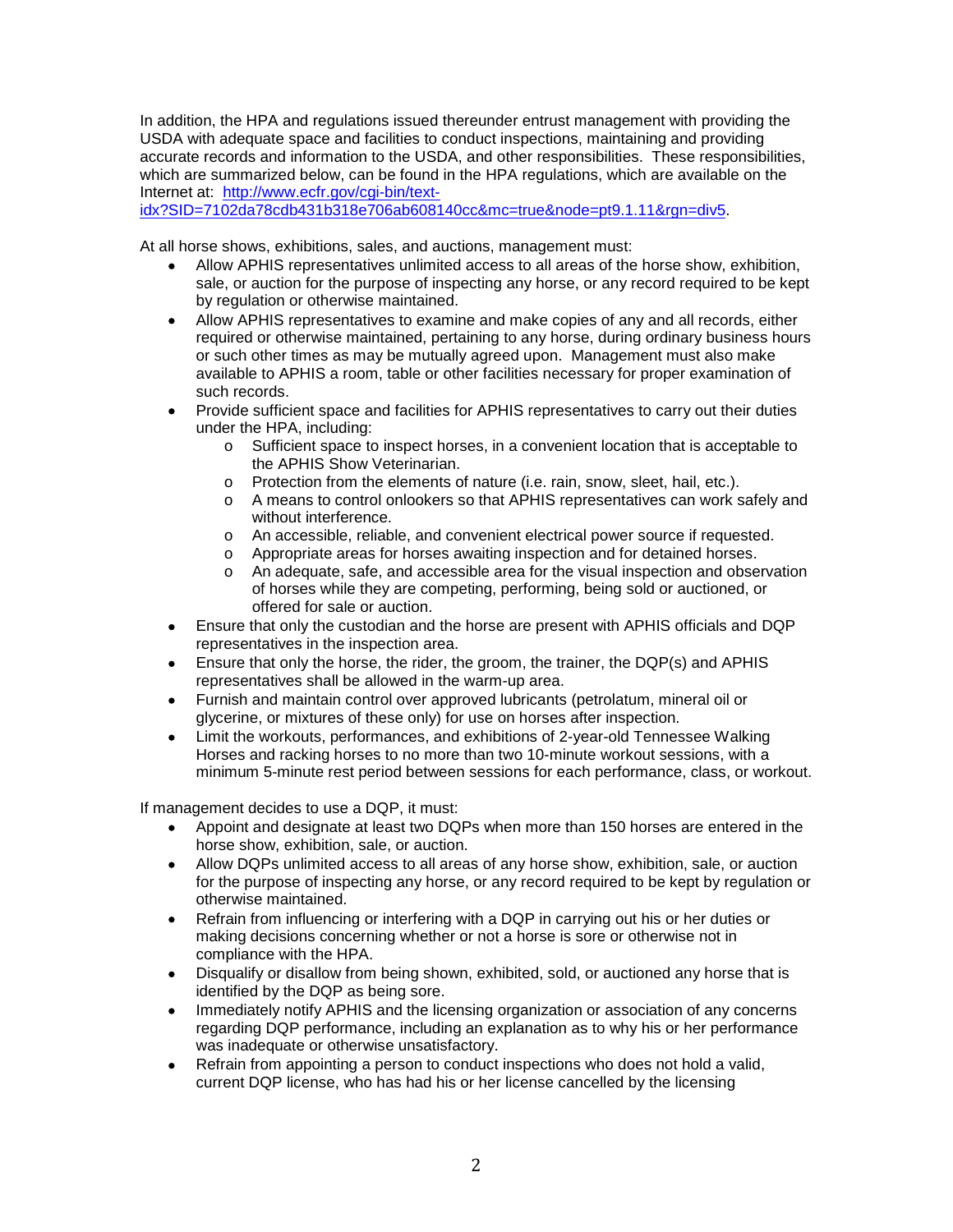In addition, the HPA and regulations issued thereunder entrust management with providing the USDA with adequate space and facilities to conduct inspections, maintaining and providing accurate records and information to the USDA, and other responsibilities. These responsibilities, which are summarized below, can be found in the HPA regulations, which are available on the Internet at: [http://www.ecfr.gov/cgi-bin/text-idx?SID=7102da78cdb431b318e706ab608140cc&mc=true&node=pt9.1.11&rgn=div5](http://www.ecfr.gov/cgi-bin/text-idx?SID=7102da78cdb431b318e706ab608140cc&mc=true&node=pt9.1.11&rgn=div5).

At all horse shows, exhibitions, sales, and auctions, management must:

- Allow APHIS representatives unlimited access to all areas of the horse show, exhibition, sale, or auction for the purpose of inspecting any horse, or any record required to be kept by regulation or otherwise maintained.
- Allow APHIS representatives to examine and make copies of any and all records, either required or otherwise maintained, pertaining to any horse, during ordinary business hours or such other times as may be mutually agreed upon. Management must also make available to APHIS a room, table or other facilities necessary for proper examination of such records.
- Provide sufficient space and facilities for APHIS representatives to carry out their duties under the HPA, including:
    - Sufficient space to inspect horses, in a convenient location that is acceptable to the APHIS Show Veterinarian.
    - Protection from the elements of nature (i.e. rain, snow, sleet, hail, etc.).
    - A means to control onlookers so that APHIS representatives can work safely and without interference.
    - An accessible, reliable, and convenient electrical power source if requested.
    - Appropriate areas for horses awaiting inspection and for detained horses.
    - An adequate, safe, and accessible area for the visual inspection and observation of horses while they are competing, performing, being sold or auctioned, or offered for sale or auction.
- Ensure that only the custodian and the horse are present with APHIS officials and DQP representatives in the inspection area.
- Ensure that only the horse, the rider, the groom, the trainer, the DQP(s) and APHIS representatives shall be allowed in the warm-up area.
- Furnish and maintain control over approved lubricants (petrolatum, mineral oil or glycerine, or mixtures of these only) for use on horses after inspection.
- Limit the workouts, performances, and exhibitions of 2-year-old Tennessee Walking Horses and racking horses to no more than two 10-minute workout sessions, with a minimum 5-minute rest period between sessions for each performance, class, or workout.

If management decides to use a DQP, it must:

- Appoint and designate at least two DQPs when more than 150 horses are entered in the horse show, exhibition, sale, or auction.
- Allow DQPs unlimited access to all areas of any horse show, exhibition, sale, or auction for the purpose of inspecting any horse, or any record required to be kept by regulation or otherwise maintained.
- Refrain from influencing or interfering with a DQP in carrying out his or her duties or making decisions concerning whether or not a horse is sore or otherwise not in compliance with the HPA.
- Disqualify or disallow from being shown, exhibited, sold, or auctioned any horse that is identified by the DQP as being sore.
- Immediately notify APHIS and the licensing organization or association of any concerns regarding DQP performance, including an explanation as to why his or her performance was inadequate or otherwise unsatisfactory.
- Refrain from appointing a person to conduct inspections who does not hold a valid, current DQP license, who has had his or her license cancelled by the licensing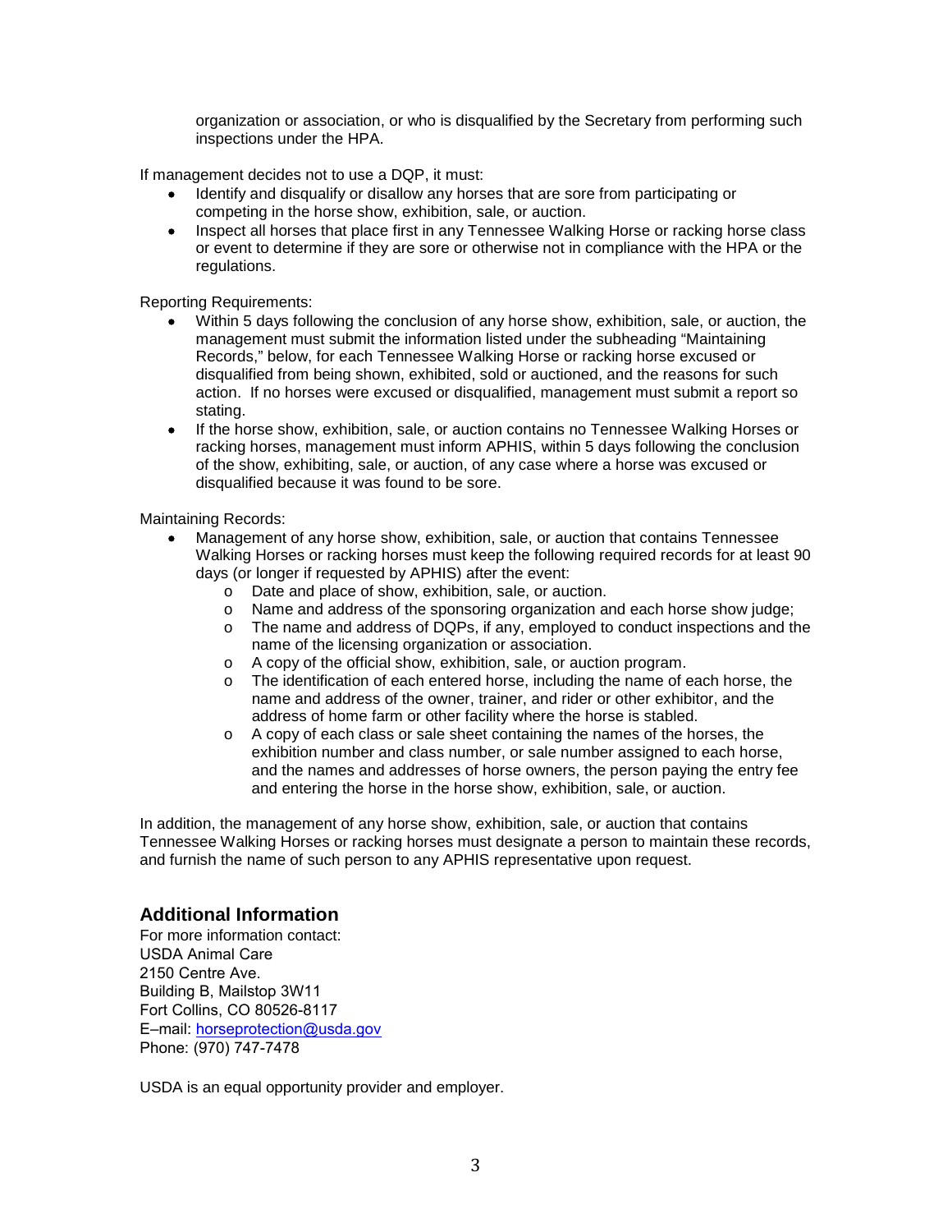organization or association, or who is disqualified by the Secretary from performing such inspections under the HPA.

If management decides not to use a DQP, it must:

- Identify and disqualify or disallow any horses that are sore from participating or competing in the horse show, exhibition, sale, or auction.
- Inspect all horses that place first in any Tennessee Walking Horse or racking horse class or event to determine if they are sore or otherwise not in compliance with the HPA or the regulations.

Reporting Requirements:

- Within 5 days following the conclusion of any horse show, exhibition, sale, or auction, the management must submit the information listed under the subheading "Maintaining Records," below, for each Tennessee Walking Horse or racking horse excused or disqualified from being shown, exhibited, sold or auctioned, and the reasons for such action. If no horses were excused or disqualified, management must submit a report so stating.
- If the horse show, exhibition, sale, or auction contains no Tennessee Walking Horses or racking horses, management must inform APHIS, within 5 days following the conclusion of the show, exhibiting, sale, or auction, of any case where a horse was excused or disqualified because it was found to be sore.

Maintaining Records:

- Management of any horse show, exhibition, sale, or auction that contains Tennessee Walking Horses or racking horses must keep the following required records for at least 90 days (or longer if requested by APHIS) after the event:
    - Date and place of show, exhibition, sale, or auction.
    - Name and address of the sponsoring organization and each horse show judge;
    - The name and address of DQPs, if any, employed to conduct inspections and the name of the licensing organization or association.
    - A copy of the official show, exhibition, sale, or auction program.
    - The identification of each entered horse, including the name of each horse, the name and address of the owner, trainer, and rider or other exhibitor, and the address of home farm or other facility where the horse is stabled.
    - A copy of each class or sale sheet containing the names of the horses, the exhibition number and class number, or sale number assigned to each horse, and the names and addresses of horse owners, the person paying the entry fee and entering the horse in the horse show, exhibition, sale, or auction.

In addition, the management of any horse show, exhibition, sale, or auction that contains Tennessee Walking Horses or racking horses must designate a person to maintain these records, and furnish the name of such person to any APHIS representative upon request.

## Additional Information

For more information contact:
USDA Animal Care
2150 Centre Ave.
Building B, Mailstop 3W11
Fort Collins, CO 80526-8117
E–mail: horseprotection@usda.gov
Phone: (970) 747-7478

USDA is an equal opportunity provider and employer.